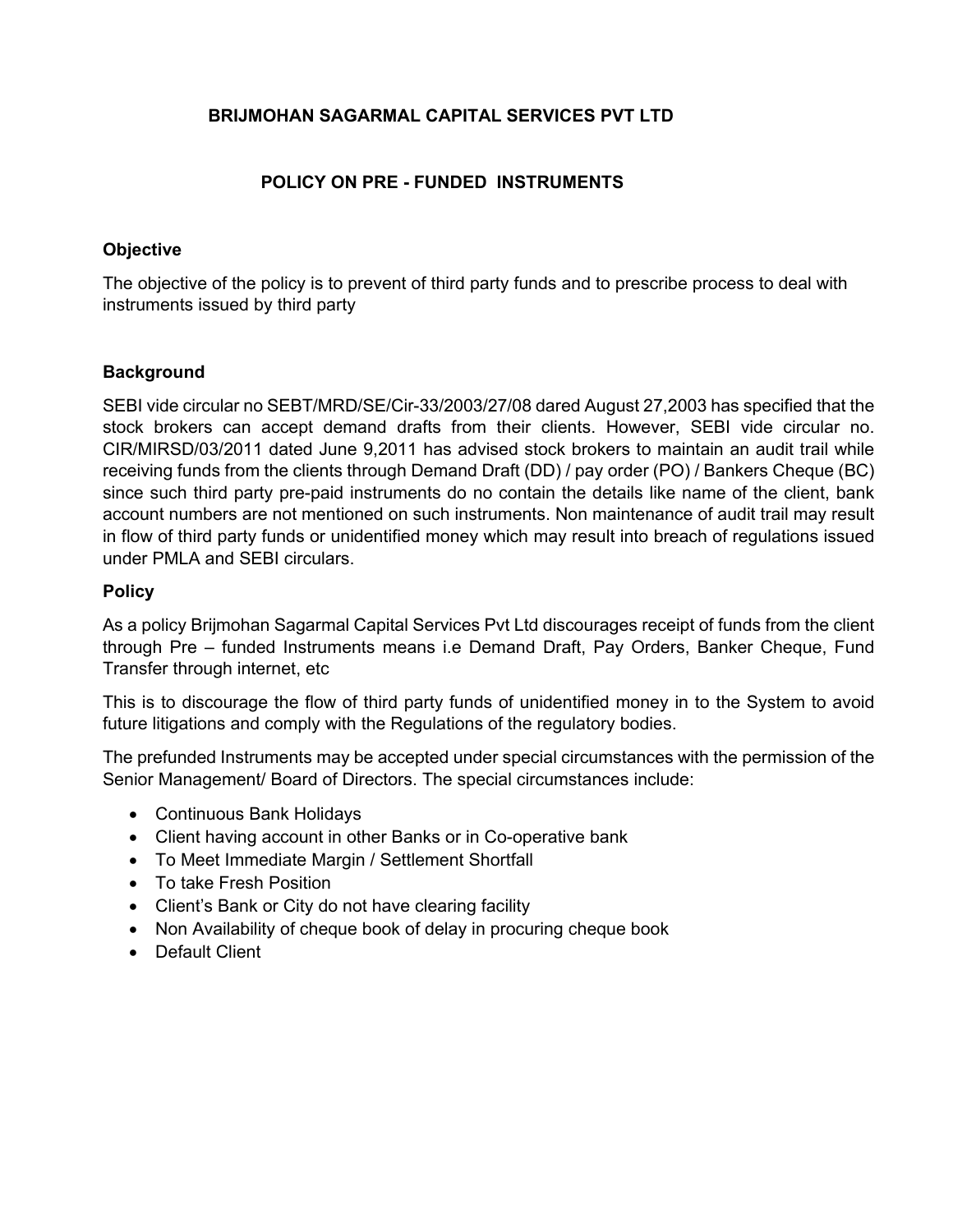# BRIJMOHAN SAGARMAL CAPITAL SERVICES PVT LTD

## POLICY ON PRE - FUNDED INSTRUMENTS

### Objective

The objective of the policy is to prevent of third party funds and to prescribe process to deal with instruments issued by third party

### Background

SEBI vide circular no SEBT/MRD/SE/Cir-33/2003/27/08 dared August 27,2003 has specified that the stock brokers can accept demand drafts from their clients. However, SEBI vide circular no. CIR/MIRSD/03/2011 dated June 9,2011 has advised stock brokers to maintain an audit trail while receiving funds from the clients through Demand Draft (DD) / pay order (PO) / Bankers Cheque (BC) since such third party pre-paid instruments do no contain the details like name of the client, bank account numbers are not mentioned on such instruments. Non maintenance of audit trail may result in flow of third party funds or unidentified money which may result into breach of regulations issued under PMLA and SEBI circulars.

### Policy

As a policy Brijmohan Sagarmal Capital Services Pvt Ltd discourages receipt of funds from the client through Pre – funded Instruments means i.e Demand Draft, Pay Orders, Banker Cheque, Fund Transfer through internet, etc

This is to discourage the flow of third party funds of unidentified money in to the System to avoid future litigations and comply with the Regulations of the regulatory bodies.

The prefunded Instruments may be accepted under special circumstances with the permission of the Senior Management/ Board of Directors. The special circumstances include:

- Continuous Bank Holidays
- Client having account in other Banks or in Co-operative bank
- To Meet Immediate Margin / Settlement Shortfall
- To take Fresh Position
- Client's Bank or City do not have clearing facility
- Non Availability of cheque book of delay in procuring cheque book
- Default Client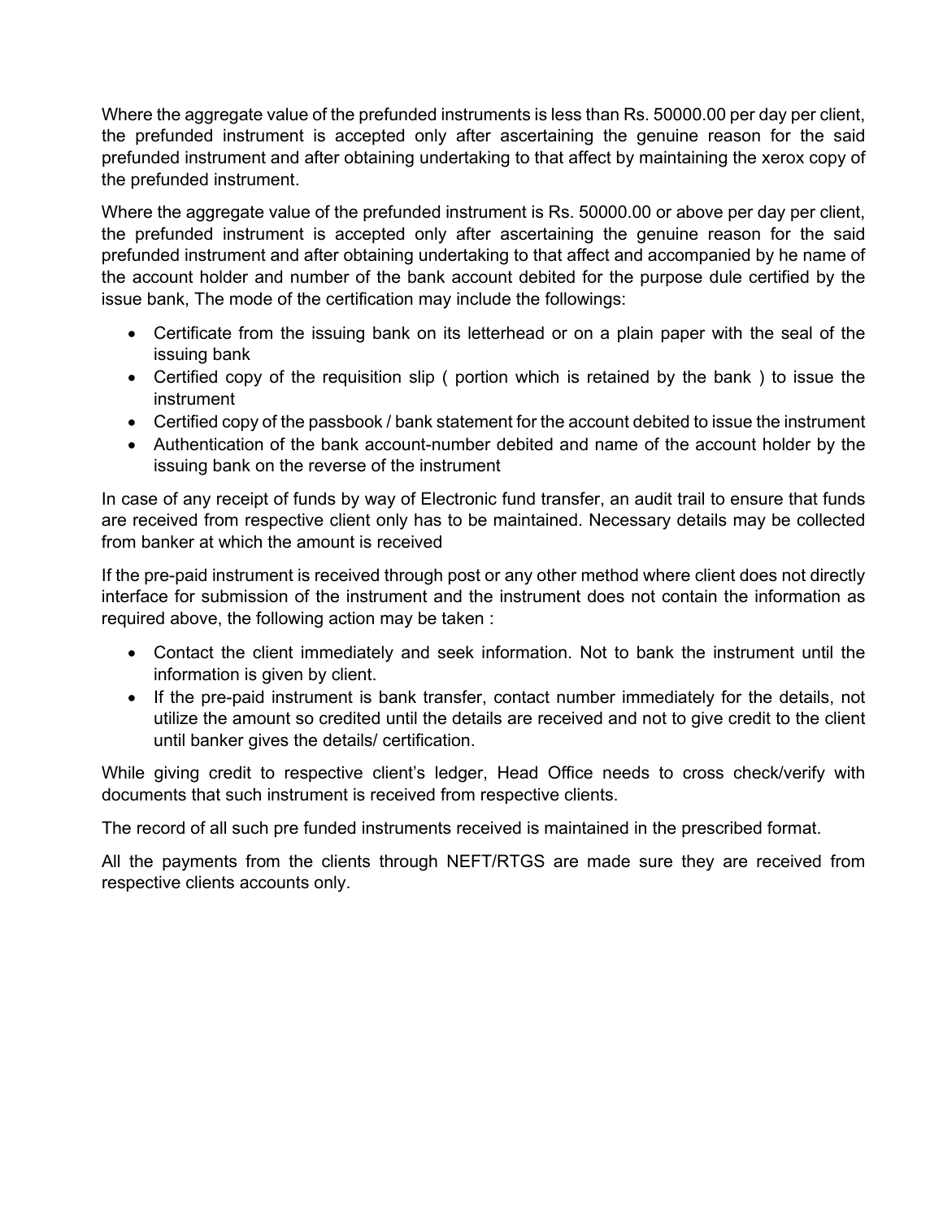Where the aggregate value of the prefunded instruments is less than Rs. 50000.00 per day per client, the prefunded instrument is accepted only after ascertaining the genuine reason for the said prefunded instrument and after obtaining undertaking to that affect by maintaining the xerox copy of the prefunded instrument.

Where the aggregate value of the prefunded instrument is Rs. 50000.00 or above per day per client, the prefunded instrument is accepted only after ascertaining the genuine reason for the said prefunded instrument and after obtaining undertaking to that affect and accompanied by he name of the account holder and number of the bank account debited for the purpose dule certified by the issue bank, The mode of the certification may include the followings:

- Certificate from the issuing bank on its letterhead or on a plain paper with the seal of the issuing bank
- Certified copy of the requisition slip ( portion which is retained by the bank ) to issue the instrument
- Certified copy of the passbook / bank statement for the account debited to issue the instrument
- Authentication of the bank account-number debited and name of the account holder by the issuing bank on the reverse of the instrument

In case of any receipt of funds by way of Electronic fund transfer, an audit trail to ensure that funds are received from respective client only has to be maintained. Necessary details may be collected from banker at which the amount is received

If the pre-paid instrument is received through post or any other method where client does not directly interface for submission of the instrument and the instrument does not contain the information as required above, the following action may be taken :

- Contact the client immediately and seek information. Not to bank the instrument until the information is given by client.
- If the pre-paid instrument is bank transfer, contact number immediately for the details, not utilize the amount so credited until the details are received and not to give credit to the client until banker gives the details/ certification.

While giving credit to respective client's ledger, Head Office needs to cross check/verify with documents that such instrument is received from respective clients.

The record of all such pre funded instruments received is maintained in the prescribed format.

All the payments from the clients through NEFT/RTGS are made sure they are received from respective clients accounts only.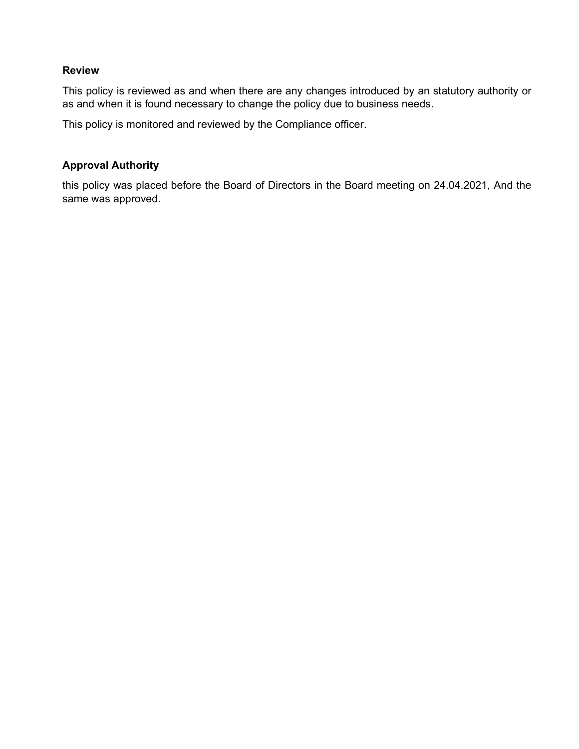**Review**

This policy is reviewed as and when there are any changes introduced by an statutory authority or as and when it is found necessary to change the policy due to business needs.

This policy is monitored and reviewed by the Compliance officer.

**Approval Authority**

this policy was placed before the Board of Directors in the Board meeting on 24.04.2021, And the same was approved.